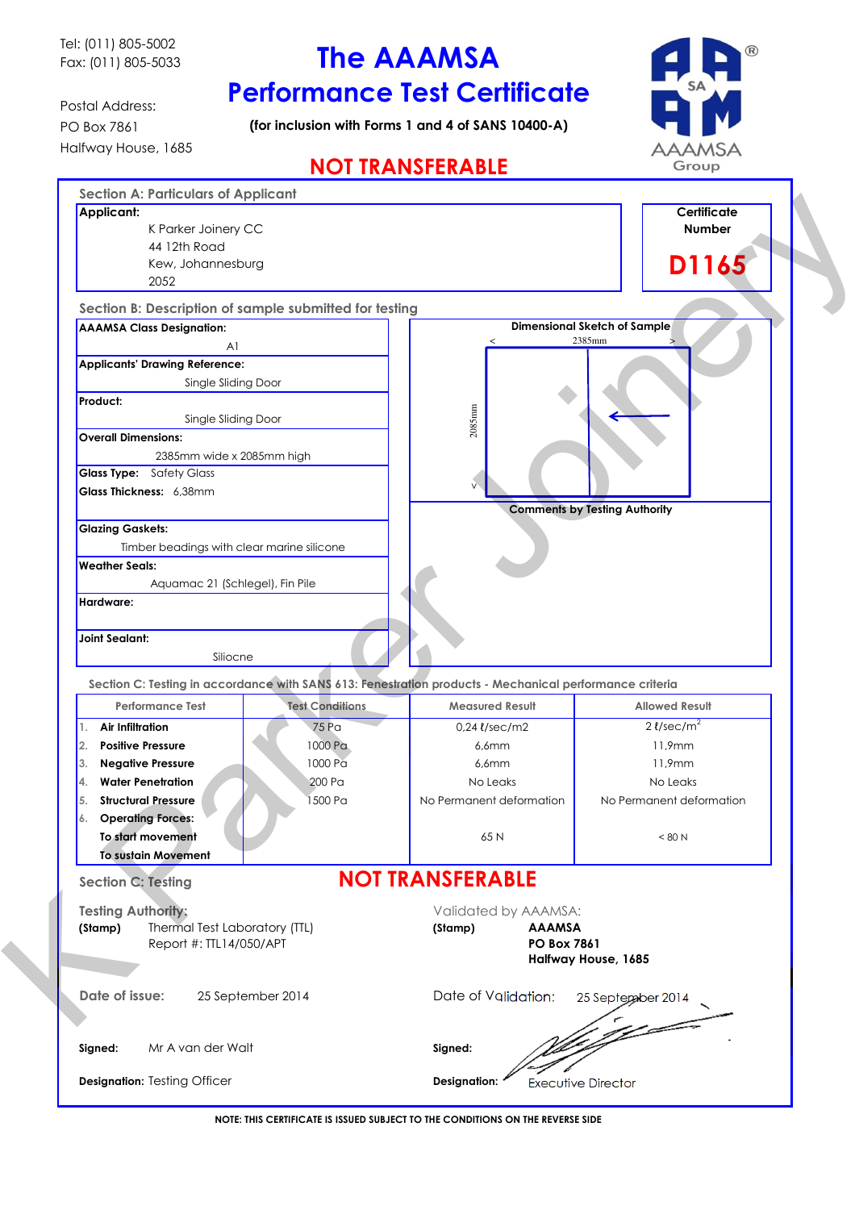Tel: (011) 805-5002
Fax: (011) 805-5033

Postal Address:
PO Box 7861
Halfway House, 1685

# The AAAMSA Performance Test Certificate

**(for inclusion with Forms 1 and 4 of SANS 10400-A)**

## NOT TRANSFERABLE

AAAMSA Group

### Section A: Particulars of Applicant

| Applicant: | Certificate Number |
|---|---|
| K Parker Joinery CC<br>44 12th Road<br>Kew, Johannesburg<br>2052 | **D1165** |

### Section B: Description of sample submitted for testing

| | |
|---|---|
| **AAAMSA Class Designation:** | A1 |
| **Applicants' Drawing Reference:** | Single Sliding Door |
| **Product:** | Single Sliding Door |
| **Overall Dimensions:** | 2385mm wide x 2085mm high |
| **Glass Type:** | Safety Glass |
| **Glass Thickness:** | 6,38mm |
| **Glazing Gaskets:** | Timber beadings with clear marine silicone |
| **Weather Seals:** | Aquamac 21 (Schlegel), Fin Pile |
| **Hardware:** | |
| **Joint Sealant:** | Siliocne |

**Dimensional Sketch of Sample**

2385mm

2085mm

**Comments by Testing Authority**

### Section C: Testing in accordance with SANS 613: Fenestration products - Mechanical performance criteria

| Performance Test | Test Conditions | Measured Result | Allowed Result |
|---|---|---|---|
| 1. **Air Infiltration** | 75 Pa | 0,24 ℓ/sec/m2 | 2 ℓ/sec/$m^2$ |
| 2. **Positive Pressure** | 1000 Pa | 6,6mm | 11,9mm |
| 3. **Negative Pressure** | 1000 Pa | 6,6mm | 11,9mm |
| 4. **Water Penetration** | 200 Pa | No Leaks | No Leaks |
| 5. **Structural Pressure** | 1500 Pa | No Permanent deformation | No Permanent deformation |
| 6. **Operating Forces:** | | | |
| **To start movement** | | 65 N | < 80 N |
| **To sustain Movement** | | | |

### Section C: Testing

## NOT TRANSFERABLE

**Testing Authority:**
**(Stamp)** Thermal Test Laboratory (TTL)
Report #: TTL14/050/APT

Validated by AAAMSA:
**(Stamp)** **AAAMSA**
**PO Box 7861**
**Halfway House, 1685**

**Date of issue:** 25 September 2014

Date of Validation: 25 September 2014

**Signed:** Mr A van der Walt

**Signed:**

**Designation:** Testing Officer

**Designation:** Executive Director

**NOTE: THIS CERTIFICATE IS ISSUED SUBJECT TO THE CONDITIONS ON THE REVERSE SIDE**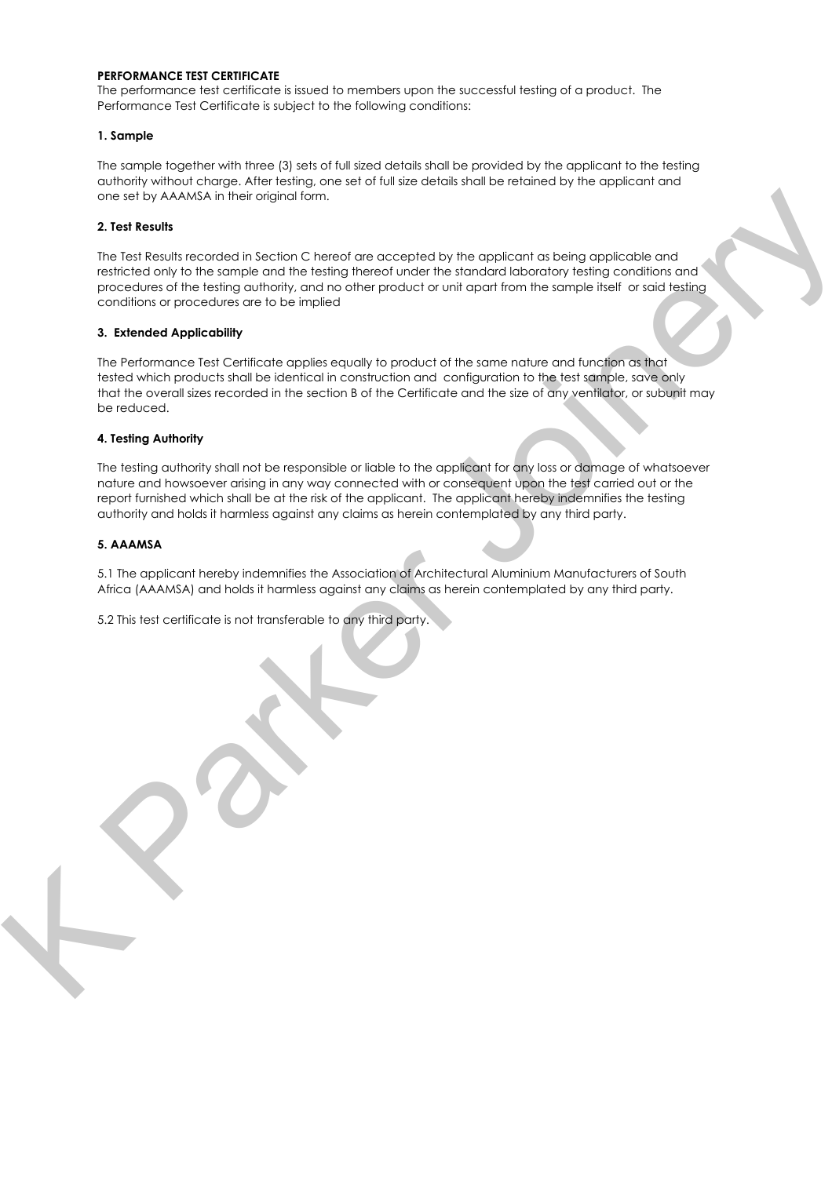**PERFORMANCE TEST CERTIFICATE**

The performance test certificate is issued to members upon the successful testing of a product. The Performance Test Certificate is subject to the following conditions:

**1. Sample**

The sample together with three (3) sets of full sized details shall be provided by the applicant to the testing authority without charge. After testing, one set of full size details shall be retained by the applicant and one set by AAAMSA in their original form.

**2. Test Results**

The Test Results recorded in Section C hereof are accepted by the applicant as being applicable and restricted only to the sample and the testing thereof under the standard laboratory testing conditions and procedures of the testing authority, and no other product or unit apart from the sample itself or said testing conditions or procedures are to be implied

**3. Extended Applicability**

The Performance Test Certificate applies equally to product of the same nature and function as that tested which products shall be identical in construction and configuration to the test sample, save only that the overall sizes recorded in the section B of the Certificate and the size of any ventilator, or subunit may be reduced.

**4. Testing Authority**

The testing authority shall not be responsible or liable to the applicant for any loss or damage of whatsoever nature and howsoever arising in any way connected with or consequent upon the test carried out or the report furnished which shall be at the risk of the applicant. The applicant hereby indemnifies the testing authority and holds it harmless against any claims as herein contemplated by any third party.

**5. AAAMSA**

5.1 The applicant hereby indemnifies the Association of Architectural Aluminium Manufacturers of South Africa (AAAMSA) and holds it harmless against any claims as herein contemplated by any third party.

5.2 This test certificate is not transferable to any third party.